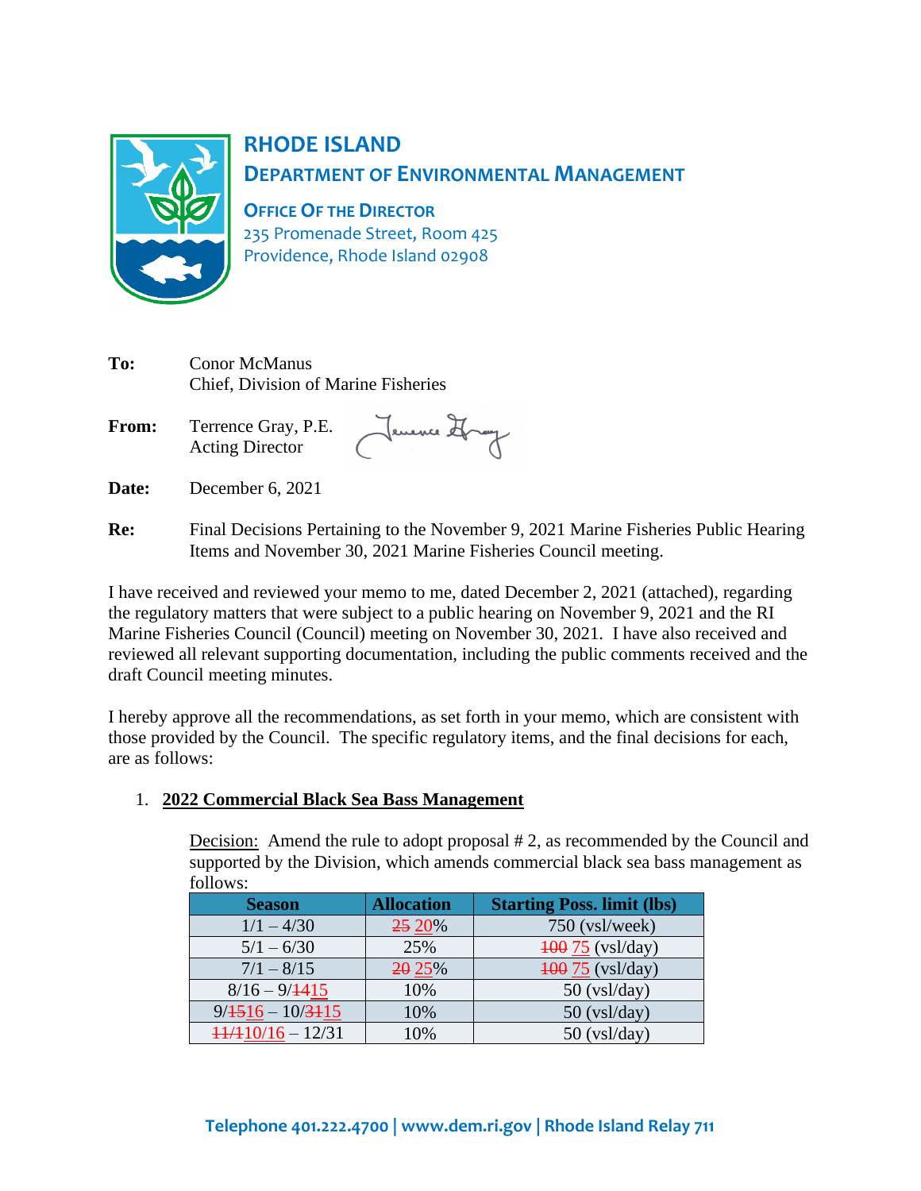# RHODE ISLAND
## DEPARTMENT OF ENVIRONMENTAL MANAGEMENT

**OFFICE OF THE DIRECTOR**
235 Promenade Street, Room 425
Providence, Rhode Island 02908

**To:** Conor McManus
Chief, Division of Marine Fisheries

**From:** Terrence Gray, P.E.
Acting Director

**Date:** December 6, 2021

**Re:** Final Decisions Pertaining to the November 9, 2021 Marine Fisheries Public Hearing Items and November 30, 2021 Marine Fisheries Council meeting.

I have received and reviewed your memo to me, dated December 2, 2021 (attached), regarding the regulatory matters that were subject to a public hearing on November 9, 2021 and the RI Marine Fisheries Council (Council) meeting on November 30, 2021. I have also received and reviewed all relevant supporting documentation, including the public comments received and the draft Council meeting minutes.

I hereby approve all the recommendations, as set forth in your memo, which are consistent with those provided by the Council. The specific regulatory items, and the final decisions for each, are as follows:

1. **2022 Commercial Black Sea Bass Management**

Decision: Amend the rule to adopt proposal # 2, as recommended by the Council and supported by the Division, which amends commercial black sea bass management as follows:

| Season | Allocation | Starting Poss. limit (lbs) |
|---|---|---|
| 1/1 – 4/30 | ~~25~~ 20% | 750 (vsl/week) |
| 5/1 – 6/30 | 25% | ~~100~~ 75 (vsl/day) |
| 7/1 – 8/15 | ~~20~~ 25% | ~~100~~ 75 (vsl/day) |
| 8/16 – 9/~~14~~15 | 10% | 50 (vsl/day) |
| 9/~~15~~16 – 10/~~31~~15 | 10% | 50 (vsl/day) |
| ~~11/1~~10/16 – 12/31 | 10% | 50 (vsl/day) |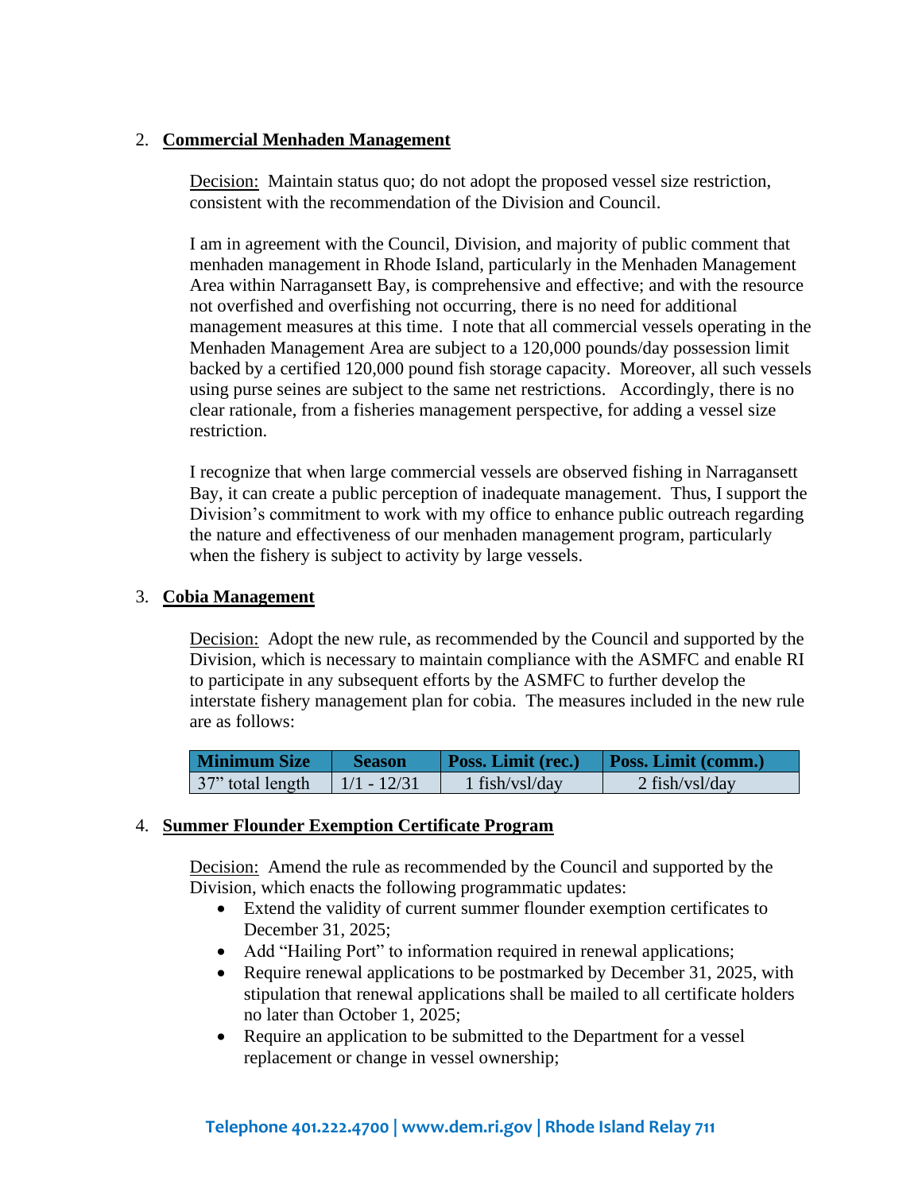2. **Commercial Menhaden Management**

   Decision: Maintain status quo; do not adopt the proposed vessel size restriction, consistent with the recommendation of the Division and Council.

   I am in agreement with the Council, Division, and majority of public comment that menhaden management in Rhode Island, particularly in the Menhaden Management Area within Narragansett Bay, is comprehensive and effective; and with the resource not overfished and overfishing not occurring, there is no need for additional management measures at this time. I note that all commercial vessels operating in the Menhaden Management Area are subject to a 120,000 pounds/day possession limit backed by a certified 120,000 pound fish storage capacity. Moreover, all such vessels using purse seines are subject to the same net restrictions. Accordingly, there is no clear rationale, from a fisheries management perspective, for adding a vessel size restriction.

   I recognize that when large commercial vessels are observed fishing in Narragansett Bay, it can create a public perception of inadequate management. Thus, I support the Division's commitment to work with my office to enhance public outreach regarding the nature and effectiveness of our menhaden management program, particularly when the fishery is subject to activity by large vessels.

3. **Cobia Management**

   Decision: Adopt the new rule, as recommended by the Council and supported by the Division, which is necessary to maintain compliance with the ASMFC and enable RI to participate in any subsequent efforts by the ASMFC to further develop the interstate fishery management plan for cobia. The measures included in the new rule are as follows:

| Minimum Size | Season | Poss. Limit (rec.) | Poss. Limit (comm.) |
|---|---|---|---|
| 37" total length | 1/1 - 12/31 | 1 fish/vsl/day | 2 fish/vsl/day |

4. **Summer Flounder Exemption Certificate Program**

   Decision: Amend the rule as recommended by the Council and supported by the Division, which enacts the following programmatic updates:

   - Extend the validity of current summer flounder exemption certificates to December 31, 2025;
   - Add "Hailing Port" to information required in renewal applications;
   - Require renewal applications to be postmarked by December 31, 2025, with stipulation that renewal applications shall be mailed to all certificate holders no later than October 1, 2025;
   - Require an application to be submitted to the Department for a vessel replacement or change in vessel ownership;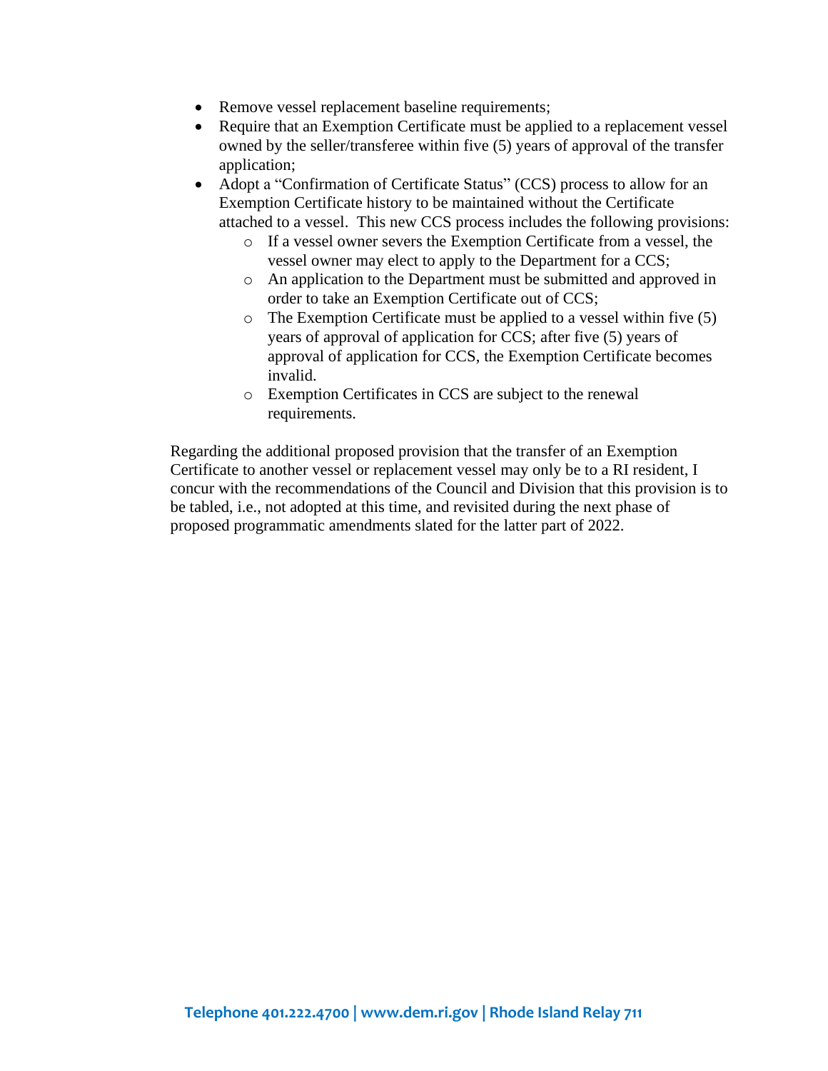- Remove vessel replacement baseline requirements;
- Require that an Exemption Certificate must be applied to a replacement vessel owned by the seller/transferee within five (5) years of approval of the transfer application;
- Adopt a "Confirmation of Certificate Status" (CCS) process to allow for an Exemption Certificate history to be maintained without the Certificate attached to a vessel. This new CCS process includes the following provisions:
  - If a vessel owner severs the Exemption Certificate from a vessel, the vessel owner may elect to apply to the Department for a CCS;
  - An application to the Department must be submitted and approved in order to take an Exemption Certificate out of CCS;
  - The Exemption Certificate must be applied to a vessel within five (5) years of approval of application for CCS; after five (5) years of approval of application for CCS, the Exemption Certificate becomes invalid.
  - Exemption Certificates in CCS are subject to the renewal requirements.

Regarding the additional proposed provision that the transfer of an Exemption Certificate to another vessel or replacement vessel may only be to a RI resident, I concur with the recommendations of the Council and Division that this provision is to be tabled, i.e., not adopted at this time, and revisited during the next phase of proposed programmatic amendments slated for the latter part of 2022.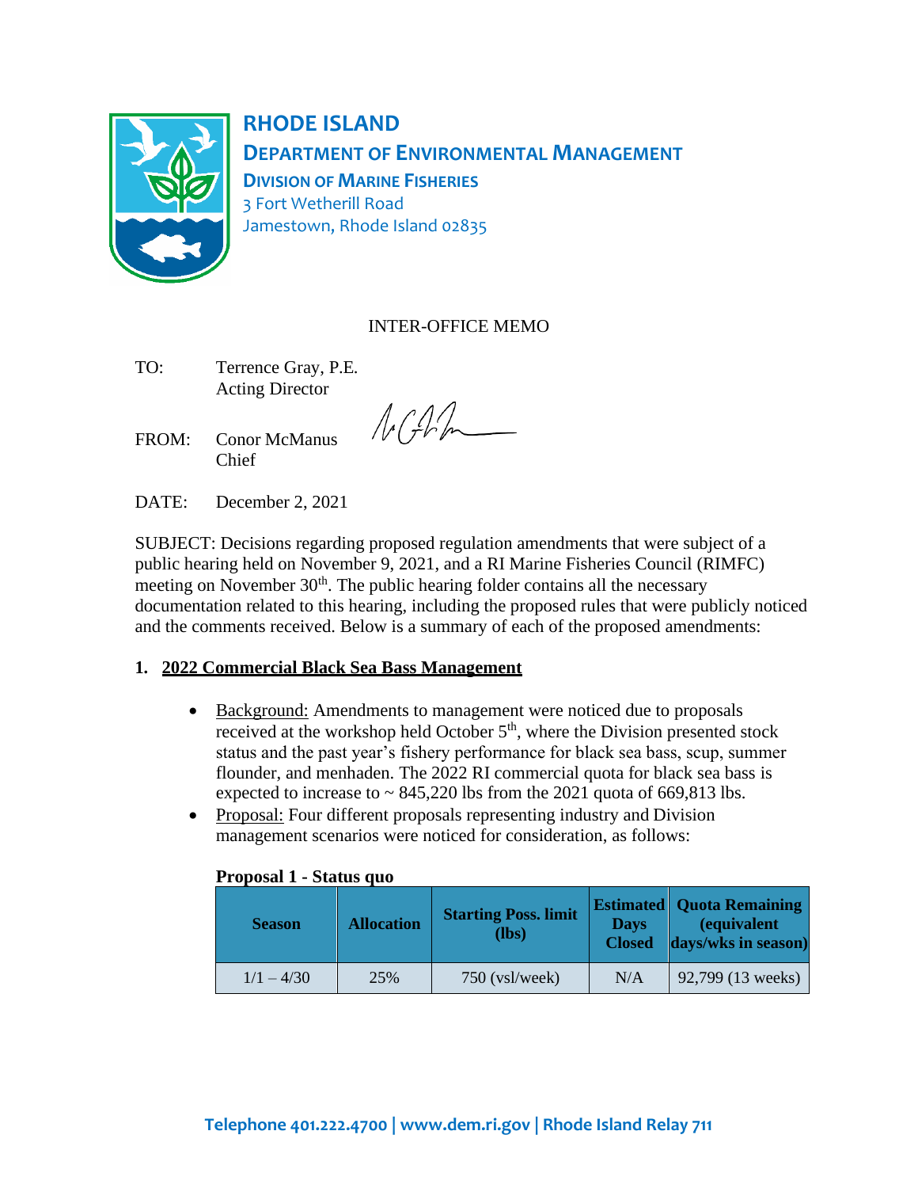# RHODE ISLAND
## DEPARTMENT OF ENVIRONMENTAL MANAGEMENT
### DIVISION OF MARINE FISHERIES

3 Fort Wetherill Road
Jamestown, Rhode Island 02835

INTER-OFFICE MEMO

TO: Terrence Gray, P.E.
Acting Director

FROM: Conor McManus
Chief

DATE: December 2, 2021

SUBJECT: Decisions regarding proposed regulation amendments that were subject of a public hearing held on November 9, 2021, and a RI Marine Fisheries Council (RIMFC) meeting on November 30th. The public hearing folder contains all the necessary documentation related to this hearing, including the proposed rules that were publicly noticed and the comments received. Below is a summary of each of the proposed amendments:

**1. 2022 Commercial Black Sea Bass Management**

- Background: Amendments to management were noticed due to proposals received at the workshop held October 5th, where the Division presented stock status and the past year's fishery performance for black sea bass, scup, summer flounder, and menhaden. The 2022 RI commercial quota for black sea bass is expected to increase to ~ 845,220 lbs from the 2021 quota of 669,813 lbs.
- Proposal: Four different proposals representing industry and Division management scenarios were noticed for consideration, as follows:

**Proposal 1 - Status quo**

| Season | Allocation | Starting Poss. limit (lbs) | Estimated Days Closed | Quota Remaining (equivalent days/wks in season) |
|---|---|---|---|---|
| 1/1 – 4/30 | 25% | 750 (vsl/week) | N/A | 92,799 (13 weeks) |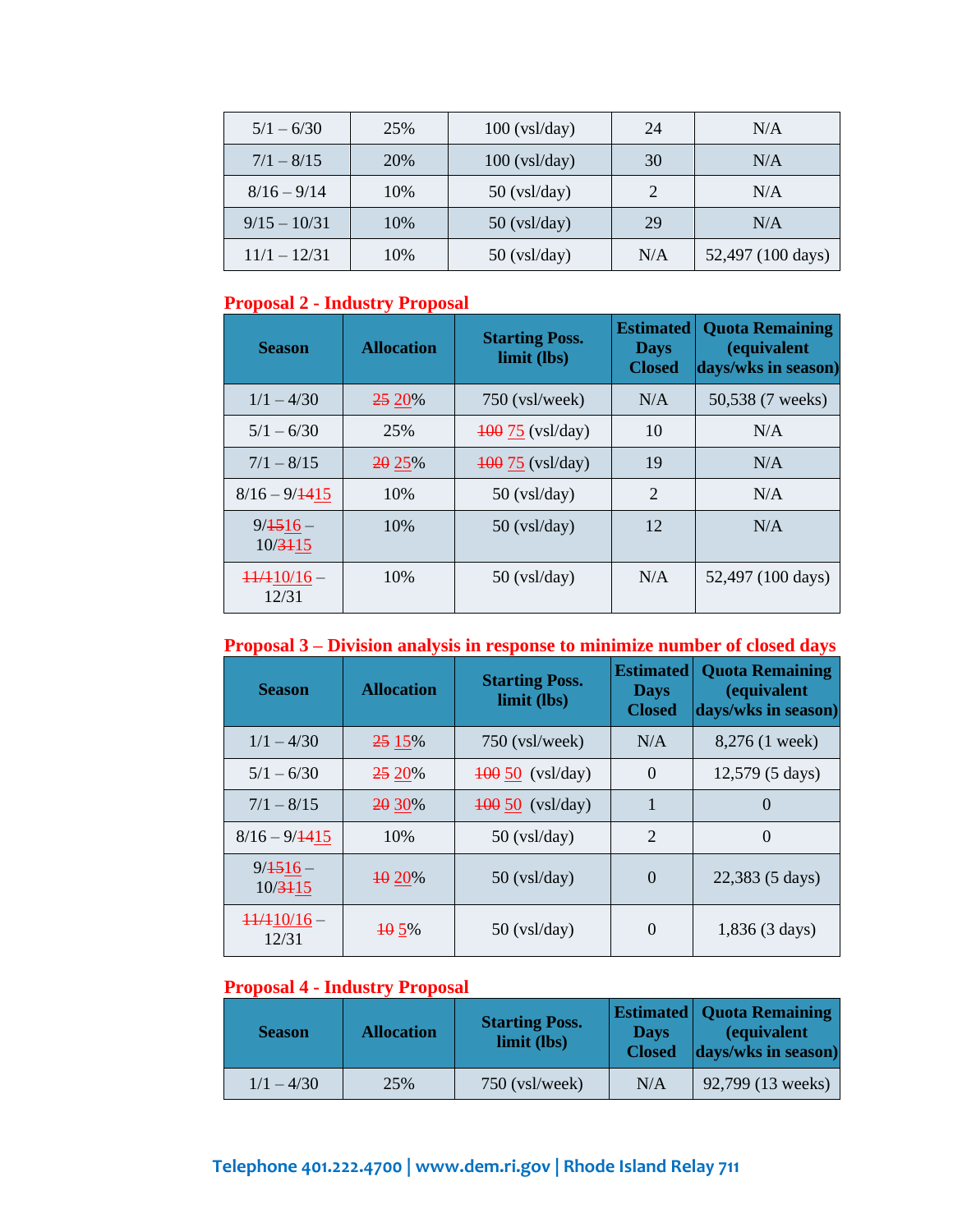| 5/1 – 6/30 | 25% | 100 (vsl/day) | 24 | N/A |
|---|---|---|---|---|
| 7/1 – 8/15 | 20% | 100 (vsl/day) | 30 | N/A |
| 8/16 – 9/14 | 10% | 50 (vsl/day) | 2 | N/A |
| 9/15 – 10/31 | 10% | 50 (vsl/day) | 29 | N/A |
| 11/1 – 12/31 | 10% | 50 (vsl/day) | N/A | 52,497 (100 days) |

**Proposal 2 - Industry Proposal**

| Season | Allocation | Starting Poss. limit (lbs) | Estimated Days Closed | Quota Remaining (equivalent days/wks in season) |
|---|---|---|---|---|
| 1/1 – 4/30 | ~~25~~ 20% | 750 (vsl/week) | N/A | 50,538 (7 weeks) |
| 5/1 – 6/30 | 25% | ~~100~~ 75 (vsl/day) | 10 | N/A |
| 7/1 – 8/15 | ~~20~~ 25% | ~~100~~ 75 (vsl/day) | 19 | N/A |
| 8/16 – 9/~~14~~15 | 10% | 50 (vsl/day) | 2 | N/A |
| 9/~~15~~16 – 10/~~31~~15 | 10% | 50 (vsl/day) | 12 | N/A |
| ~~11/1~~10/16 – 12/31 | 10% | 50 (vsl/day) | N/A | 52,497 (100 days) |

**Proposal 3 – Division analysis in response to minimize number of closed days**

| Season | Allocation | Starting Poss. limit (lbs) | Estimated Days Closed | Quota Remaining (equivalent days/wks in season) |
|---|---|---|---|---|
| 1/1 – 4/30 | ~~25~~ 15% | 750 (vsl/week) | N/A | 8,276 (1 week) |
| 5/1 – 6/30 | ~~25~~ 20% | ~~100~~ 50 (vsl/day) | 0 | 12,579 (5 days) |
| 7/1 – 8/15 | ~~20~~ 30% | ~~100~~ 50 (vsl/day) | 1 | 0 |
| 8/16 – 9/~~14~~15 | 10% | 50 (vsl/day) | 2 | 0 |
| 9/~~15~~16 – 10/~~31~~15 | ~~10~~ 20% | 50 (vsl/day) | 0 | 22,383 (5 days) |
| ~~11/1~~10/16 – 12/31 | ~~10~~ 5% | 50 (vsl/day) | 0 | 1,836 (3 days) |

**Proposal 4 - Industry Proposal**

| Season | Allocation | Starting Poss. limit (lbs) | Estimated Days Closed | Quota Remaining (equivalent days/wks in season) |
|---|---|---|---|---|
| 1/1 – 4/30 | 25% | 750 (vsl/week) | N/A | 92,799 (13 weeks) |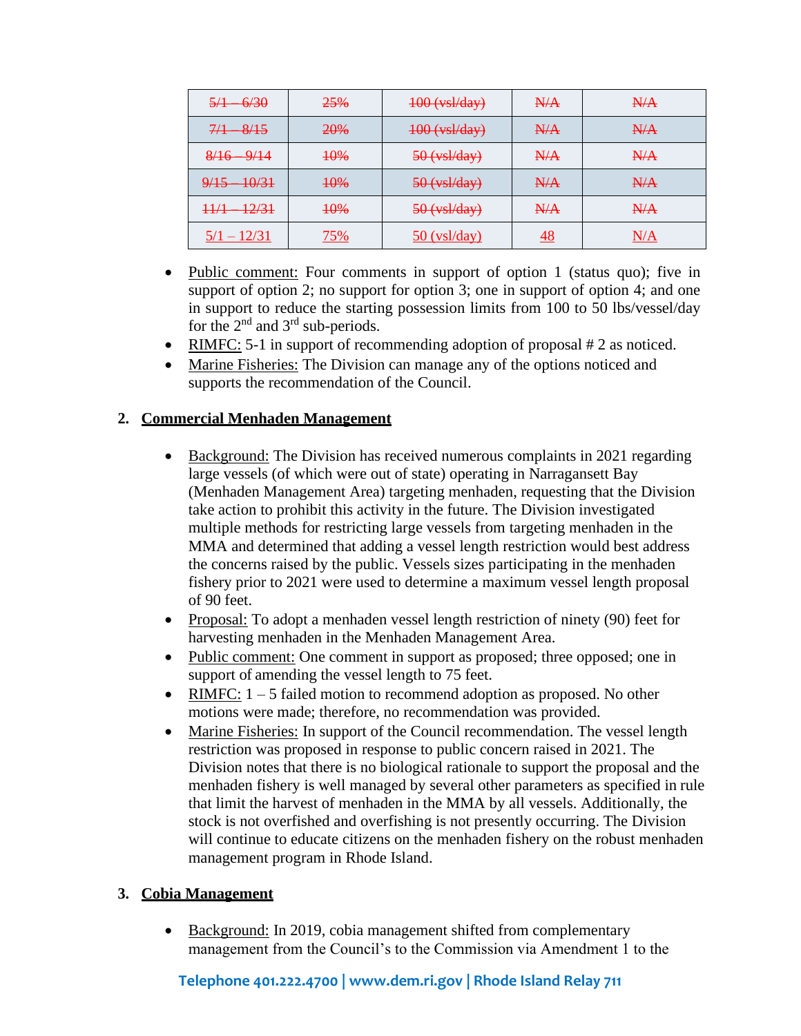| ~~5/1 – 6/30~~ | ~~25%~~ | ~~100 (vsl/day)~~ | ~~N/A~~ | ~~N/A~~ |
|---|---|---|---|---|
| ~~7/1 – 8/15~~ | ~~20%~~ | ~~100 (vsl/day)~~ | ~~N/A~~ | ~~N/A~~ |
| ~~8/16 – 9/14~~ | ~~10%~~ | ~~50 (vsl/day)~~ | ~~N/A~~ | ~~N/A~~ |
| ~~9/15 – 10/31~~ | ~~10%~~ | ~~50 (vsl/day)~~ | ~~N/A~~ | ~~N/A~~ |
| ~~11/1 – 12/31~~ | ~~10%~~ | ~~50 (vsl/day)~~ | ~~N/A~~ | ~~N/A~~ |
| 5/1 – 12/31 | 75% | 50 (vsl/day) | 48 | N/A |

- Public comment: Four comments in support of option 1 (status quo); five in support of option 2; no support for option 3; one in support of option 4; and one in support to reduce the starting possession limits from 100 to 50 lbs/vessel/day for the 2nd and 3rd sub-periods.
- RIMFC: 5-1 in support of recommending adoption of proposal # 2 as noticed.
- Marine Fisheries: The Division can manage any of the options noticed and supports the recommendation of the Council.

**2. Commercial Menhaden Management**

- Background: The Division has received numerous complaints in 2021 regarding large vessels (of which were out of state) operating in Narragansett Bay (Menhaden Management Area) targeting menhaden, requesting that the Division take action to prohibit this activity in the future. The Division investigated multiple methods for restricting large vessels from targeting menhaden in the MMA and determined that adding a vessel length restriction would best address the concerns raised by the public. Vessels sizes participating in the menhaden fishery prior to 2021 were used to determine a maximum vessel length proposal of 90 feet.
- Proposal: To adopt a menhaden vessel length restriction of ninety (90) feet for harvesting menhaden in the Menhaden Management Area.
- Public comment: One comment in support as proposed; three opposed; one in support of amending the vessel length to 75 feet.
- RIMFC: 1 – 5 failed motion to recommend adoption as proposed. No other motions were made; therefore, no recommendation was provided.
- Marine Fisheries: In support of the Council recommendation. The vessel length restriction was proposed in response to public concern raised in 2021. The Division notes that there is no biological rationale to support the proposal and the menhaden fishery is well managed by several other parameters as specified in rule that limit the harvest of menhaden in the MMA by all vessels. Additionally, the stock is not overfished and overfishing is not presently occurring. The Division will continue to educate citizens on the menhaden fishery on the robust menhaden management program in Rhode Island.

**3. Cobia Management**

- Background: In 2019, cobia management shifted from complementary management from the Council's to the Commission via Amendment 1 to the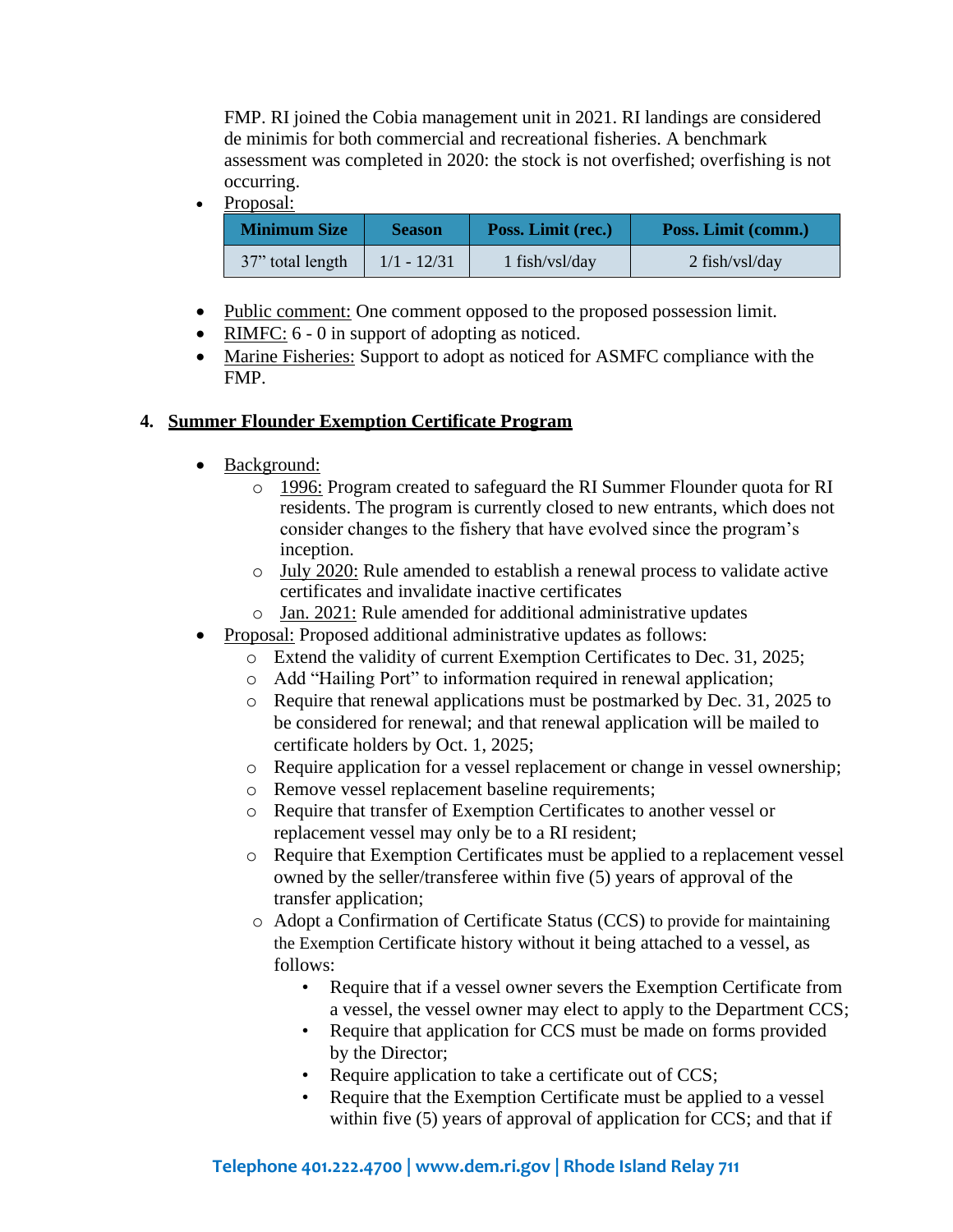FMP. RI joined the Cobia management unit in 2021. RI landings are considered de minimis for both commercial and recreational fisheries. A benchmark assessment was completed in 2020: the stock is not overfished; overfishing is not occurring.

- Proposal:

| Minimum Size | Season | Poss. Limit (rec.) | Poss. Limit (comm.) |
|---|---|---|---|
| 37" total length | 1/1 - 12/31 | 1 fish/vsl/day | 2 fish/vsl/day |

- Public comment: One comment opposed to the proposed possession limit.
- RIMFC: 6 - 0 in support of adopting as noticed.
- Marine Fisheries: Support to adopt as noticed for ASMFC compliance with the FMP.

## 4. Summer Flounder Exemption Certificate Program

- Background:
  - 1996: Program created to safeguard the RI Summer Flounder quota for RI residents. The program is currently closed to new entrants, which does not consider changes to the fishery that have evolved since the program's inception.
  - July 2020: Rule amended to establish a renewal process to validate active certificates and invalidate inactive certificates
  - Jan. 2021: Rule amended for additional administrative updates
- Proposal: Proposed additional administrative updates as follows:
  - Extend the validity of current Exemption Certificates to Dec. 31, 2025;
  - Add "Hailing Port" to information required in renewal application;
  - Require that renewal applications must be postmarked by Dec. 31, 2025 to be considered for renewal; and that renewal application will be mailed to certificate holders by Oct. 1, 2025;
  - Require application for a vessel replacement or change in vessel ownership;
  - Remove vessel replacement baseline requirements;
  - Require that transfer of Exemption Certificates to another vessel or replacement vessel may only be to a RI resident;
  - Require that Exemption Certificates must be applied to a replacement vessel owned by the seller/transferee within five (5) years of approval of the transfer application;
  - Adopt a Confirmation of Certificate Status (CCS) to provide for maintaining the Exemption Certificate history without it being attached to a vessel, as follows:
    - Require that if a vessel owner severs the Exemption Certificate from a vessel, the vessel owner may elect to apply to the Department CCS;
    - Require that application for CCS must be made on forms provided by the Director;
    - Require application to take a certificate out of CCS;
    - Require that the Exemption Certificate must be applied to a vessel within five (5) years of approval of application for CCS; and that if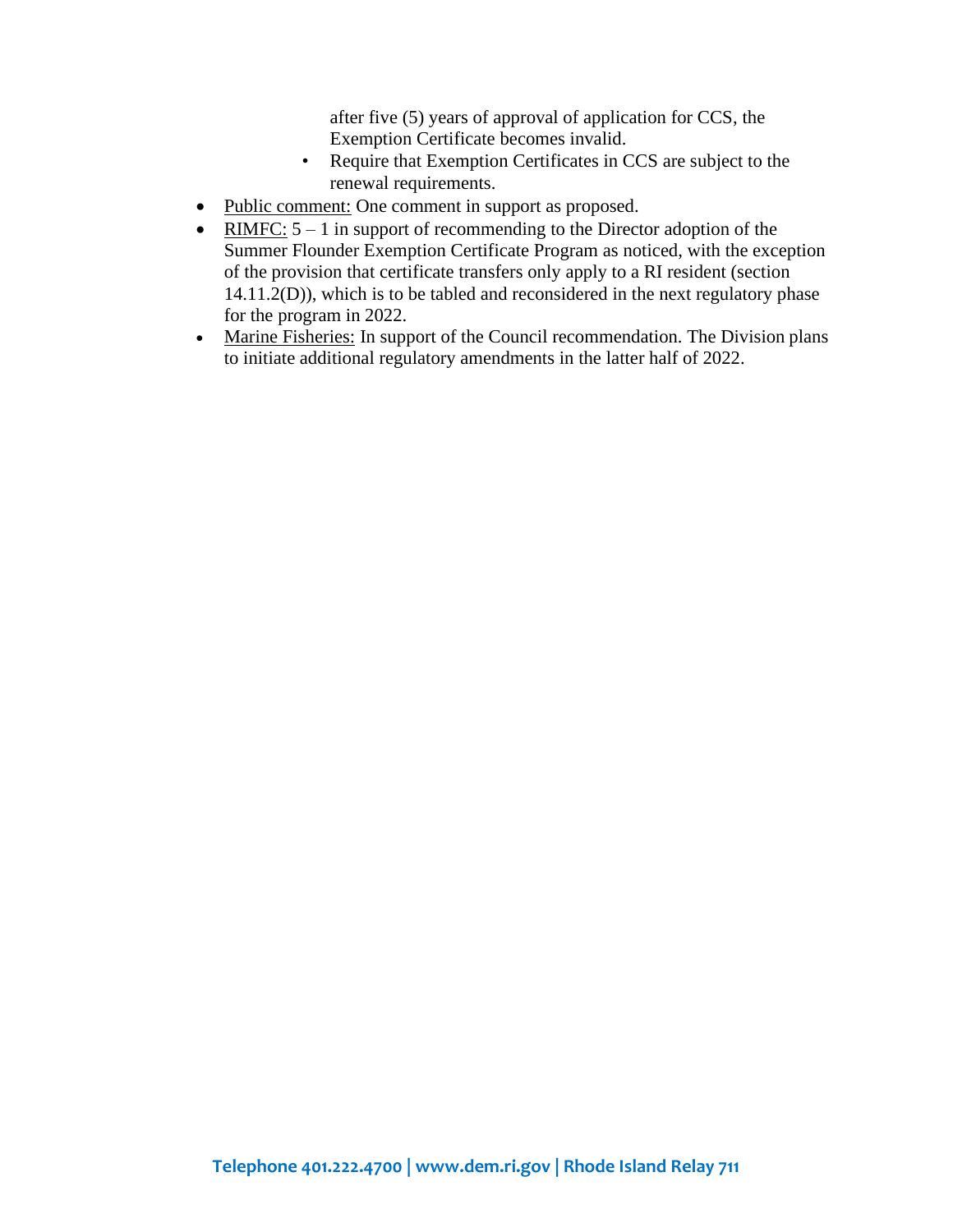after five (5) years of approval of application for CCS, the Exemption Certificate becomes invalid.

  - Require that Exemption Certificates in CCS are subject to the renewal requirements.

- Public comment: One comment in support as proposed.
- RIMFC: 5 – 1 in support of recommending to the Director adoption of the Summer Flounder Exemption Certificate Program as noticed, with the exception of the provision that certificate transfers only apply to a RI resident (section 14.11.2(D)), which is to be tabled and reconsidered in the next regulatory phase for the program in 2022.
- Marine Fisheries: In support of the Council recommendation. The Division plans to initiate additional regulatory amendments in the latter half of 2022.